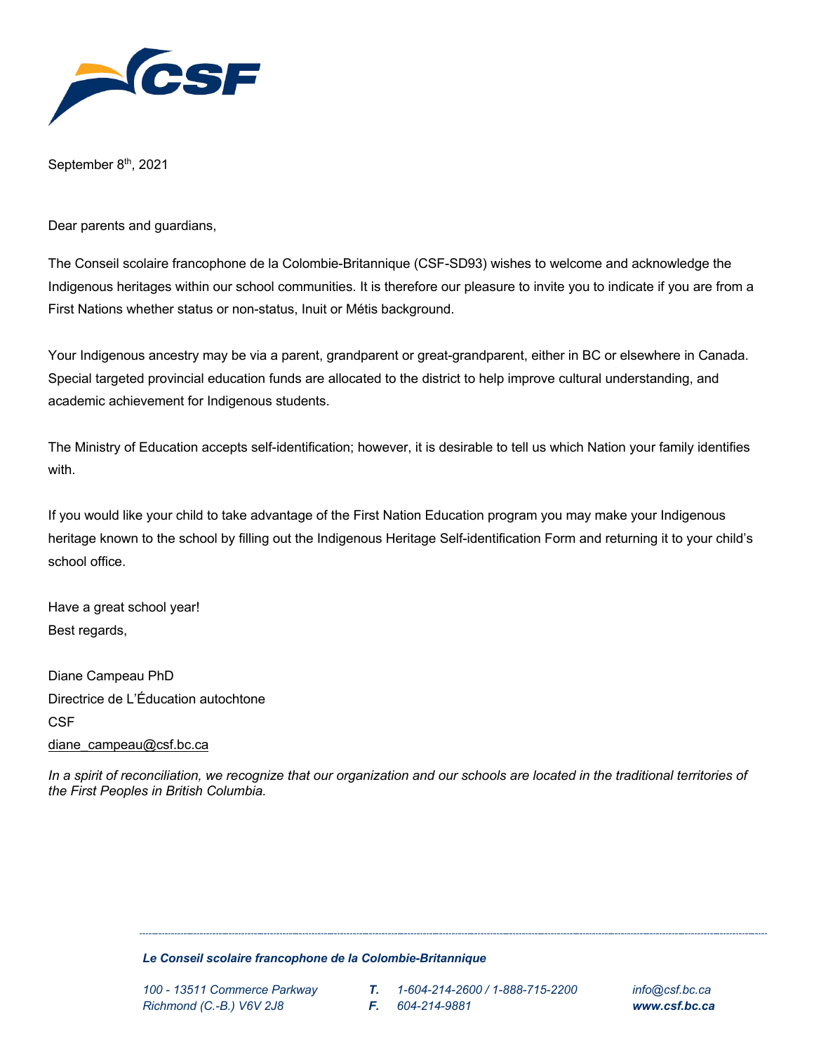September 8th, 2021

Dear parents and guardians,

The Conseil scolaire francophone de la Colombie-Britannique (CSF-SD93) wishes to welcome and acknowledge the Indigenous heritages within our school communities. It is therefore our pleasure to invite you to indicate if you are from a First Nations whether status or non-status, Inuit or Métis background.

Your Indigenous ancestry may be via a parent, grandparent or great-grandparent, either in BC or elsewhere in Canada. Special targeted provincial education funds are allocated to the district to help improve cultural understanding, and academic achievement for Indigenous students.

The Ministry of Education accepts self-identification; however, it is desirable to tell us which Nation your family identifies with.

If you would like your child to take advantage of the First Nation Education program you may make your Indigenous heritage known to the school by filling out the Indigenous Heritage Self-identification Form and returning it to your child's school office.

Have a great school year!
Best regards,

Diane Campeau PhD
Directrice de L'Éducation autochtone
CSF
diane_campeau@csf.bc.ca

*In a spirit of reconciliation, we recognize that our organization and our schools are located in the traditional territories of the First Peoples in British Columbia.*

---

***Le Conseil scolaire francophone de la Colombie-Britannique***

*100 - 13511 Commerce Parkway*
*Richmond (C.-B.) V6V 2J8*

***T.*** *1-604-214-2600 / 1-888-715-2200*
***F.*** *604-214-9881*

*info@csf.bc.ca*
***www.csf.bc.ca***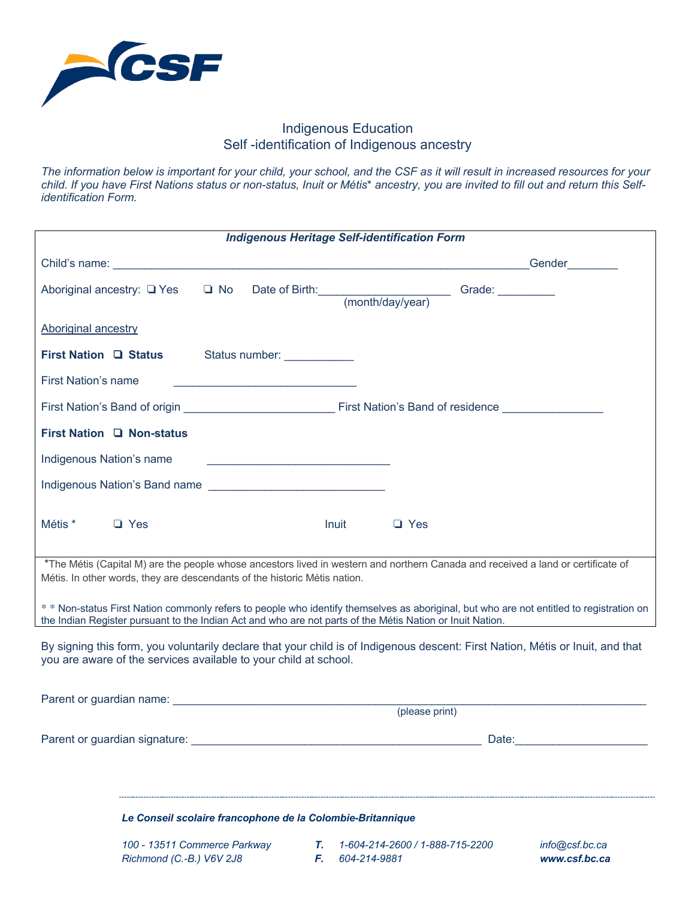# Indigenous Education
## Self -identification of Indigenous ancestry

*The information below is important for your child, your school, and the CSF as it will result in increased resources for your child. If you have First Nations status or non-status, Inuit or Métis* ancestry, you are invited to fill out and return this Self-identification Form.*

***Indigenous Heritage Self-identification Form***

Child's name: ______________________________________________ Gender________

Aboriginal ancestry: ❑ Yes ❑ No Date of Birth:____________________ Grade: _________
(month/day/year)

Aboriginal ancestry

**First Nation ❑ Status** Status number: ___________

First Nation's name ____________________________

First Nation's Band of origin ______________________ First Nation's Band of residence _______________

**First Nation ❑ Non-status**

Indigenous Nation's name ____________________________

Indigenous Nation's Band name ___________________________

Métis * ❑ Yes Inuit ❑ Yes

*The Métis (Capital M) are the people whose ancestors lived in western and northern Canada and received a land or certificate of Métis. In other words, they are descendants of the historic Métis nation.

* * Non-status First Nation commonly refers to people who identify themselves as aboriginal, but who are not entitled to registration on the Indian Register pursuant to the Indian Act and who are not parts of the Métis Nation or Inuit Nation.

By signing this form, you voluntarily declare that your child is of Indigenous descent: First Nation, Métis or Inuit, and that you are aware of the services available to your child at school.

Parent or guardian name: ____________________________________________________________
(please print)

Parent or guardian signature: _____________________________________ Date:____________________

***Le Conseil scolaire francophone de la Colombie-Britannique***

*100 - 13511 Commerce Parkway*
*Richmond (C.-B.) V6V 2J8*

***T.*** *1-604-214-2600 / 1-888-715-2200*
***F.*** *604-214-9881*

*info@csf.bc.ca*
***www.csf.bc.ca***